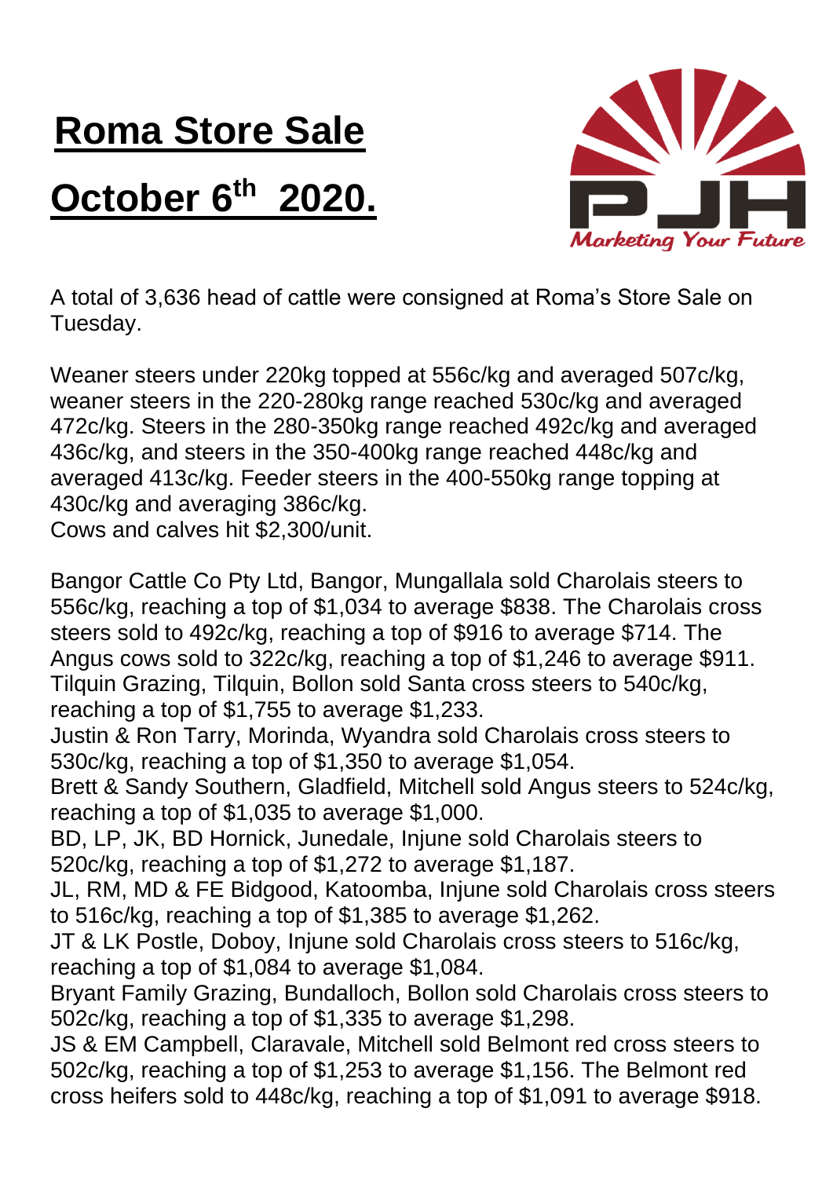# Roma Store Sale

# October 6th 2020.

PJH

*Marketing Your Future*

A total of 3,636 head of cattle were consigned at Roma's Store Sale on Tuesday.

Weaner steers under 220kg topped at 556c/kg and averaged 507c/kg, weaner steers in the 220-280kg range reached 530c/kg and averaged 472c/kg. Steers in the 280-350kg range reached 492c/kg and averaged 436c/kg, and steers in the 350-400kg range reached 448c/kg and averaged 413c/kg. Feeder steers in the 400-550kg range topping at 430c/kg and averaging 386c/kg.
Cows and calves hit $2,300/unit.

Bangor Cattle Co Pty Ltd, Bangor, Mungallala sold Charolais steers to 556c/kg, reaching a top of $1,034 to average $838. The Charolais cross steers sold to 492c/kg, reaching a top of $916 to average $714. The Angus cows sold to 322c/kg, reaching a top of $1,246 to average $911.
Tilquin Grazing, Tilquin, Bollon sold Santa cross steers to 540c/kg, reaching a top of $1,755 to average $1,233.
Justin & Ron Tarry, Morinda, Wyandra sold Charolais cross steers to 530c/kg, reaching a top of $1,350 to average $1,054.
Brett & Sandy Southern, Gladfield, Mitchell sold Angus steers to 524c/kg, reaching a top of $1,035 to average $1,000.
BD, LP, JK, BD Hornick, Junedale, Injune sold Charolais steers to 520c/kg, reaching a top of $1,272 to average $1,187.
JL, RM, MD & FE Bidgood, Katoomba, Injune sold Charolais cross steers to 516c/kg, reaching a top of $1,385 to average $1,262.
JT & LK Postle, Doboy, Injune sold Charolais cross steers to 516c/kg, reaching a top of $1,084 to average $1,084.
Bryant Family Grazing, Bundalloch, Bollon sold Charolais cross steers to 502c/kg, reaching a top of $1,335 to average $1,298.
JS & EM Campbell, Claravale, Mitchell sold Belmont red cross steers to 502c/kg, reaching a top of $1,253 to average $1,156. The Belmont red cross heifers sold to 448c/kg, reaching a top of $1,091 to average $918.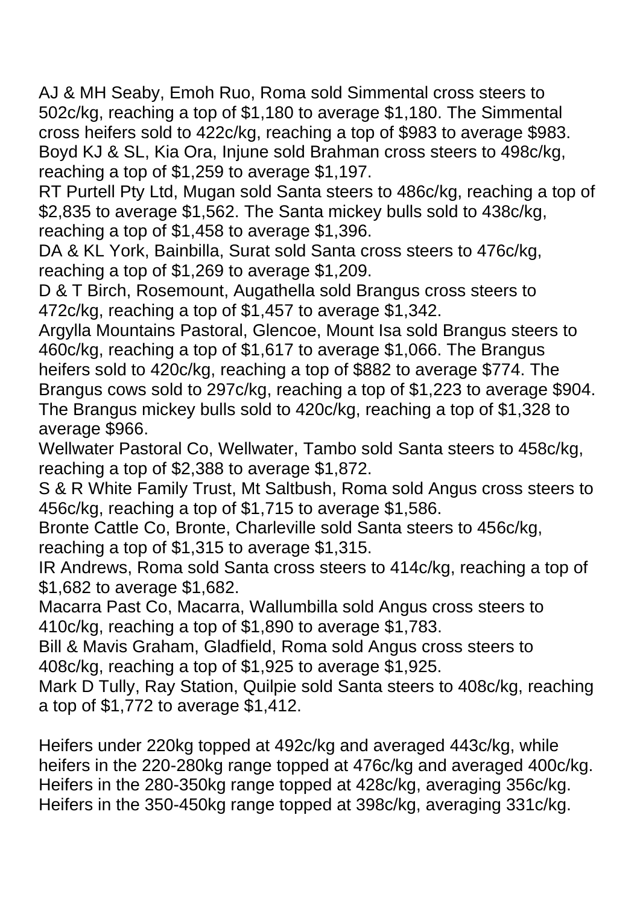AJ & MH Seaby, Emoh Ruo, Roma sold Simmental cross steers to 502c/kg, reaching a top of $1,180 to average $1,180. The Simmental cross heifers sold to 422c/kg, reaching a top of $983 to average $983.
Boyd KJ & SL, Kia Ora, Injune sold Brahman cross steers to 498c/kg, reaching a top of $1,259 to average $1,197.
RT Purtell Pty Ltd, Mugan sold Santa steers to 486c/kg, reaching a top of $2,835 to average $1,562. The Santa mickey bulls sold to 438c/kg, reaching a top of $1,458 to average $1,396.
DA & KL York, Bainbilla, Surat sold Santa cross steers to 476c/kg, reaching a top of $1,269 to average $1,209.
D & T Birch, Rosemount, Augathella sold Brangus cross steers to 472c/kg, reaching a top of $1,457 to average $1,342.
Argylla Mountains Pastoral, Glencoe, Mount Isa sold Brangus steers to 460c/kg, reaching a top of $1,617 to average $1,066. The Brangus heifers sold to 420c/kg, reaching a top of $882 to average $774. The Brangus cows sold to 297c/kg, reaching a top of $1,223 to average $904. The Brangus mickey bulls sold to 420c/kg, reaching a top of $1,328 to average $966.
Wellwater Pastoral Co, Wellwater, Tambo sold Santa steers to 458c/kg, reaching a top of $2,388 to average $1,872.
S & R White Family Trust, Mt Saltbush, Roma sold Angus cross steers to 456c/kg, reaching a top of $1,715 to average $1,586.
Bronte Cattle Co, Bronte, Charleville sold Santa steers to 456c/kg, reaching a top of $1,315 to average $1,315.
IR Andrews, Roma sold Santa cross steers to 414c/kg, reaching a top of $1,682 to average $1,682.
Macarra Past Co, Macarra, Wallumbilla sold Angus cross steers to 410c/kg, reaching a top of $1,890 to average $1,783.
Bill & Mavis Graham, Gladfield, Roma sold Angus cross steers to 408c/kg, reaching a top of $1,925 to average $1,925.
Mark D Tully, Ray Station, Quilpie sold Santa steers to 408c/kg, reaching a top of $1,772 to average $1,412.

Heifers under 220kg topped at 492c/kg and averaged 443c/kg, while heifers in the 220-280kg range topped at 476c/kg and averaged 400c/kg. Heifers in the 280-350kg range topped at 428c/kg, averaging 356c/kg. Heifers in the 350-450kg range topped at 398c/kg, averaging 331c/kg.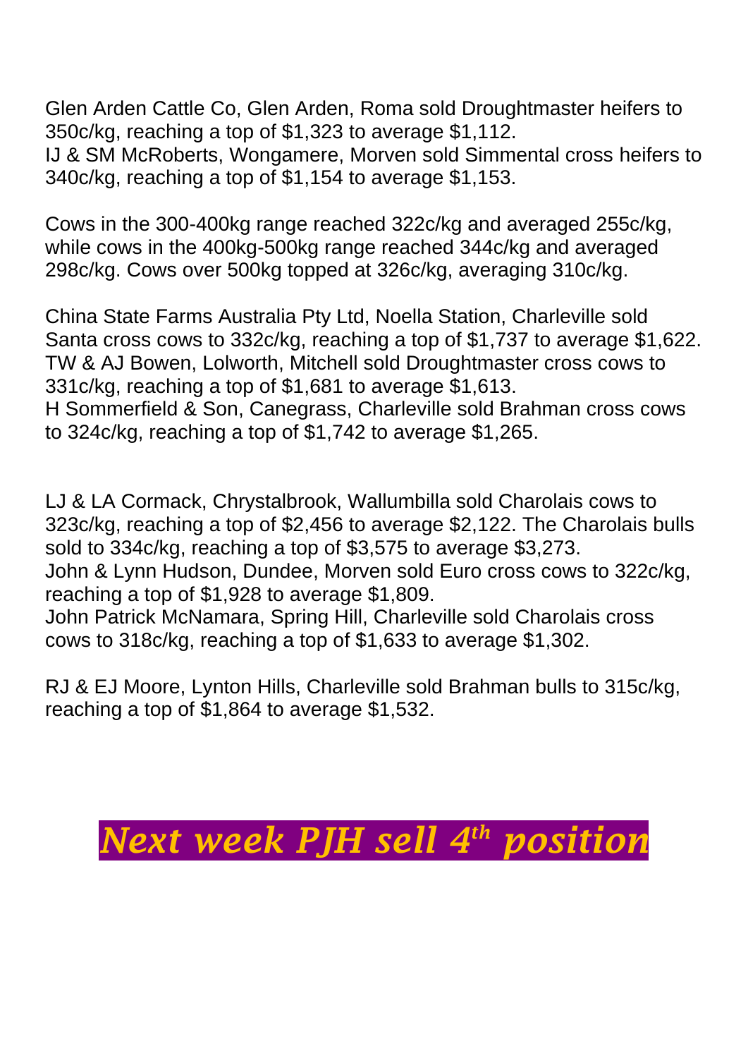Glen Arden Cattle Co, Glen Arden, Roma sold Droughtmaster heifers to 350c/kg, reaching a top of $1,323 to average $1,112.
IJ & SM McRoberts, Wongamere, Morven sold Simmental cross heifers to 340c/kg, reaching a top of $1,154 to average $1,153.

Cows in the 300-400kg range reached 322c/kg and averaged 255c/kg, while cows in the 400kg-500kg range reached 344c/kg and averaged 298c/kg. Cows over 500kg topped at 326c/kg, averaging 310c/kg.

China State Farms Australia Pty Ltd, Noella Station, Charleville sold Santa cross cows to 332c/kg, reaching a top of $1,737 to average $1,622.
TW & AJ Bowen, Lolworth, Mitchell sold Droughtmaster cross cows to 331c/kg, reaching a top of $1,681 to average $1,613.
H Sommerfield & Son, Canegrass, Charleville sold Brahman cross cows to 324c/kg, reaching a top of $1,742 to average $1,265.

LJ & LA Cormack, Chrystalbrook, Wallumbilla sold Charolais cows to 323c/kg, reaching a top of $2,456 to average $2,122. The Charolais bulls sold to 334c/kg, reaching a top of $3,575 to average $3,273.
John & Lynn Hudson, Dundee, Morven sold Euro cross cows to 322c/kg, reaching a top of $1,928 to average $1,809.
John Patrick McNamara, Spring Hill, Charleville sold Charolais cross cows to 318c/kg, reaching a top of $1,633 to average $1,302.

RJ & EJ Moore, Lynton Hills, Charleville sold Brahman bulls to 315c/kg, reaching a top of $1,864 to average $1,532.

***Next week PJH sell 4th position***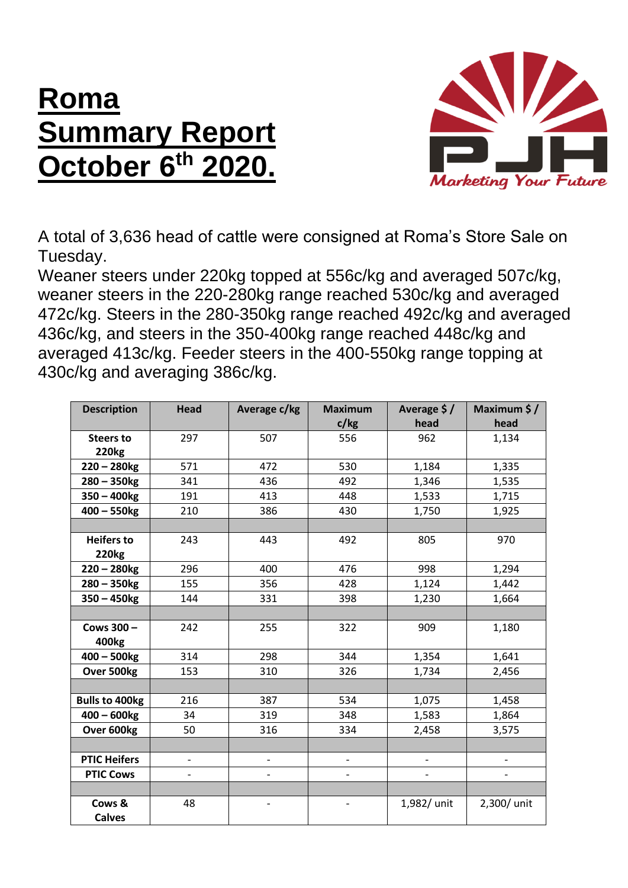# Roma Summary Report October 6th 2020.

Marketing Your Future

A total of 3,636 head of cattle were consigned at Roma's Store Sale on Tuesday.
Weaner steers under 220kg topped at 556c/kg and averaged 507c/kg, weaner steers in the 220-280kg range reached 530c/kg and averaged 472c/kg. Steers in the 280-350kg range reached 492c/kg and averaged 436c/kg, and steers in the 350-400kg range reached 448c/kg and averaged 413c/kg. Feeder steers in the 400-550kg range topping at 430c/kg and averaging 386c/kg.

| Description | Head | Average c/kg | Maximum c/kg | Average $ / head | Maximum $ / head |
|---|---|---|---|---|---|
| Steers to 220kg | 297 | 507 | 556 | 962 | 1,134 |
| 220 – 280kg | 571 | 472 | 530 | 1,184 | 1,335 |
| 280 – 350kg | 341 | 436 | 492 | 1,346 | 1,535 |
| 350 – 400kg | 191 | 413 | 448 | 1,533 | 1,715 |
| 400 – 550kg | 210 | 386 | 430 | 1,750 | 1,925 |
| | | | | | |
| Heifers to 220kg | 243 | 443 | 492 | 805 | 970 |
| 220 – 280kg | 296 | 400 | 476 | 998 | 1,294 |
| 280 – 350kg | 155 | 356 | 428 | 1,124 | 1,442 |
| 350 – 450kg | 144 | 331 | 398 | 1,230 | 1,664 |
| | | | | | |
| Cows 300 – 400kg | 242 | 255 | 322 | 909 | 1,180 |
| 400 – 500kg | 314 | 298 | 344 | 1,354 | 1,641 |
| Over 500kg | 153 | 310 | 326 | 1,734 | 2,456 |
| | | | | | |
| Bulls to 400kg | 216 | 387 | 534 | 1,075 | 1,458 |
| 400 – 600kg | 34 | 319 | 348 | 1,583 | 1,864 |
| Over 600kg | 50 | 316 | 334 | 2,458 | 3,575 |
| | | | | | |
| PTIC Heifers | - | - | - | - | - |
| PTIC Cows | - | - | - | - | - |
| | | | | | |
| Cows & Calves | 48 | - | - | 1,982/ unit | 2,300/ unit |